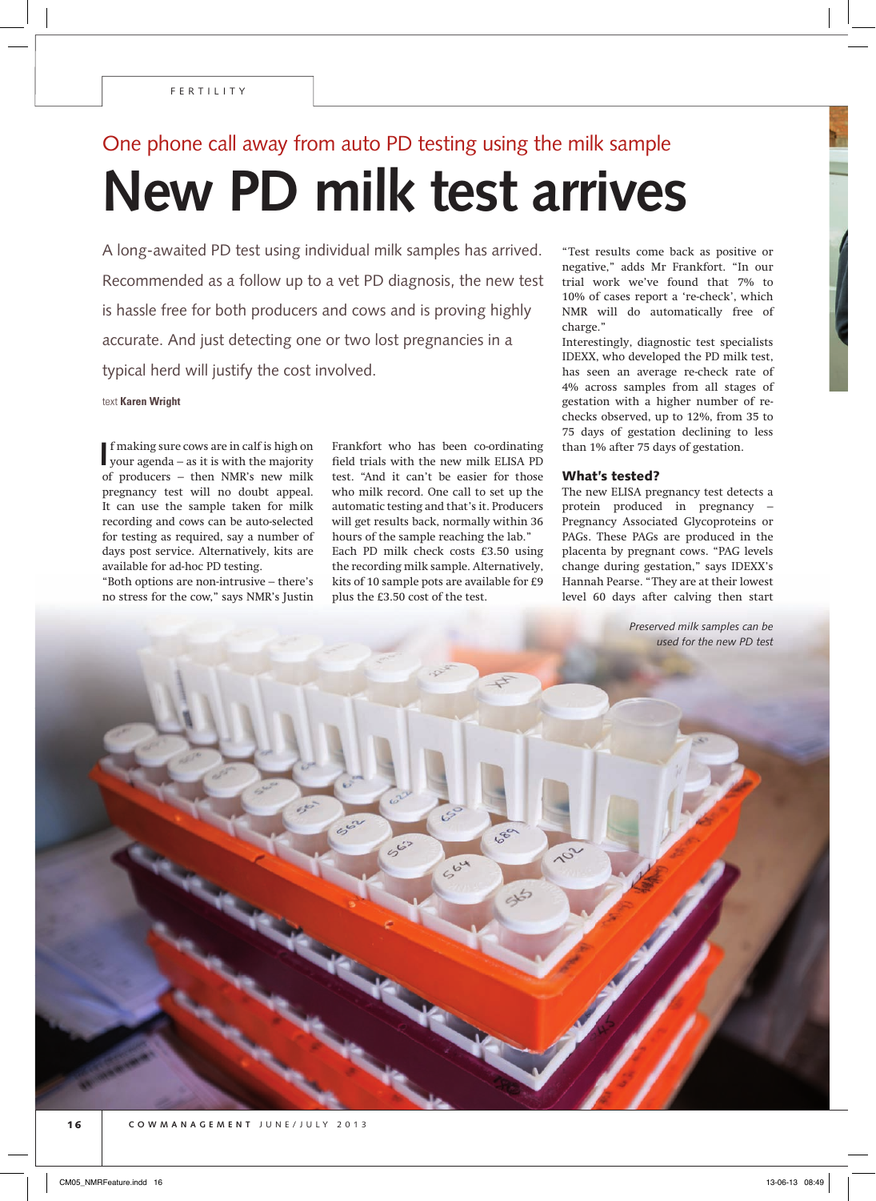FERTILITY

One phone call away from auto PD testing using the milk sample

# New PD milk test arrives

A long-awaited PD test using individual milk samples has arrived. Recommended as a follow up to a vet PD diagnosis, the new test is hassle free for both producers and cows and is proving highly accurate. And just detecting one or two lost pregnancies in a typical herd will justify the cost involved.

text **Karen Wright**

If making sure cows are in calf is high on your agenda – as it is with the majority of producers – then NMR's new milk pregnancy test will no doubt appeal. It can use the sample taken for milk recording and cows can be auto-selected for testing as required, say a number of days post service. Alternatively, kits are available for ad-hoc PD testing.

"Both options are non-intrusive – there's no stress for the cow," says NMR's Justin Frankfort who has been co-ordinating field trials with the new milk ELISA PD test. "And it can't be easier for those who milk record. One call to set up the automatic testing and that's it. Producers will get results back, normally within 36 hours of the sample reaching the lab."

Each PD milk check costs £3.50 using the recording milk sample. Alternatively, kits of 10 sample pots are available for £9 plus the £3.50 cost of the test.

"Test results come back as positive or negative," adds Mr Frankfort. "In our trial work we've found that 7% to 10% of cases report a 're-check', which NMR will do automatically free of charge."

Interestingly, diagnostic test specialists IDEXX, who developed the PD milk test, has seen an average re-check rate of 4% across samples from all stages of gestation with a higher number of re-checks observed, up to 12%, from 35 to 75 days of gestation declining to less than 1% after 75 days of gestation.

### What's tested?

The new ELISA pregnancy test detects a protein produced in pregnancy – Pregnancy Associated Glycoproteins or PAGs. These PAGs are produced in the placenta by pregnant cows. "PAG levels change during gestation," says IDEXX's Hannah Pearse. "They are at their lowest level 60 days after calving then start

*Preserved milk samples can be used for the new PD test*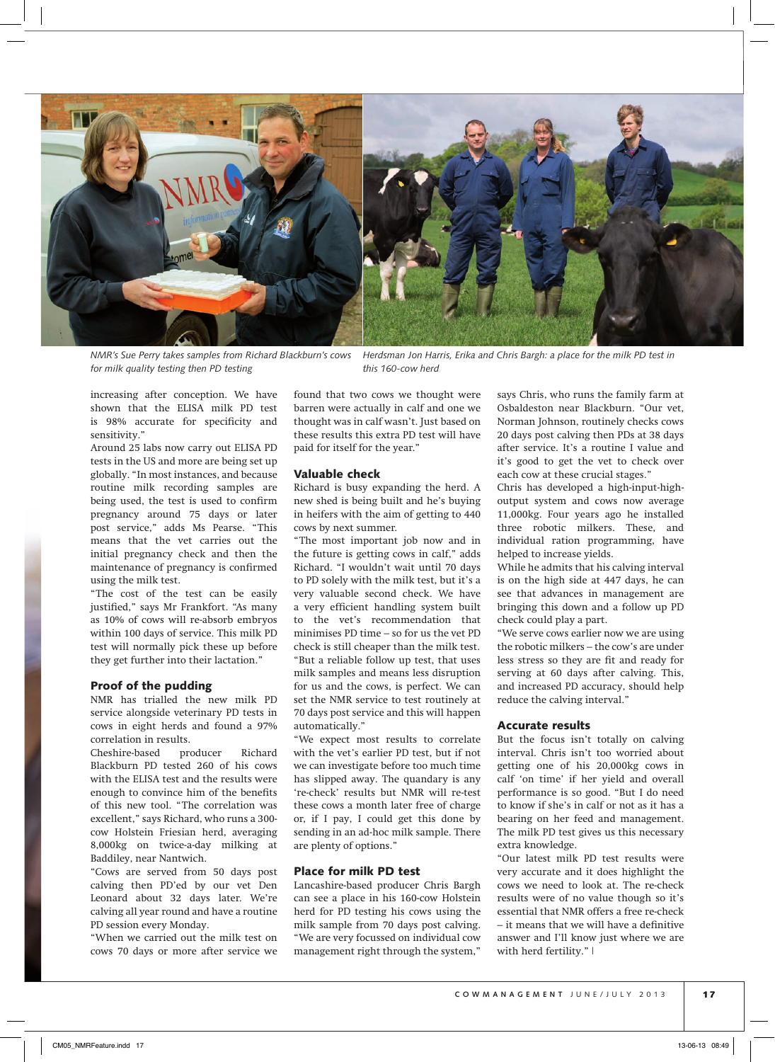NMR's Sue Perry takes samples from Richard Blackburn's cows for milk quality testing then PD testing

Herdsman Jon Harris, Erika and Chris Bargh: a place for the milk PD test in this 160-cow herd

increasing after conception. We have shown that the ELISA milk PD test is 98% accurate for specificity and sensitivity."

Around 25 labs now carry out ELISA PD tests in the US and more are being set up globally. "In most instances, and because routine milk recording samples are being used, the test is used to confirm pregnancy around 75 days or later post service," adds Ms Pearse. "This means that the vet carries out the initial pregnancy check and then the maintenance of pregnancy is confirmed using the milk test.

"The cost of the test can be easily justified," says Mr Frankfort. "As many as 10% of cows will re-absorb embryos within 100 days of service. This milk PD test will normally pick these up before they get further into their lactation."

### Proof of the pudding

NMR has trialled the new milk PD service alongside veterinary PD tests in cows in eight herds and found a 97% correlation in results.

Cheshire-based producer Richard Blackburn PD tested 260 of his cows with the ELISA test and the results were enough to convince him of the benefits of this new tool. "The correlation was excellent," says Richard, who runs a 300-cow Holstein Friesian herd, averaging 8,000kg on twice-a-day milking at Baddiley, near Nantwich.

"Cows are served from 50 days post calving then PD'ed by our vet Den Leonard about 32 days later. We're calving all year round and have a routine PD session every Monday.

"When we carried out the milk test on cows 70 days or more after service we found that two cows we thought were barren were actually in calf and one we thought was in calf wasn't. Just based on these results this extra PD test will have paid for itself for the year."

### Valuable check

Richard is busy expanding the herd. A new shed is being built and he's buying in heifers with the aim of getting to 440 cows by next summer.

"The most important job now and in the future is getting cows in calf," adds Richard. "I wouldn't wait until 70 days to PD solely with the milk test, but it's a very valuable second check. We have a very efficient handling system built to the vet's recommendation that minimises PD time – so for us the vet PD check is still cheaper than the milk test.

"But a reliable follow up test, that uses milk samples and means less disruption for us and the cows, is perfect. We can set the NMR service to test routinely at 70 days post service and this will happen automatically."

"We expect most results to correlate with the vet's earlier PD test, but if not we can investigate before too much time has slipped away. The quandary is any 're-check' results but NMR will re-test these cows a month later free of charge or, if I pay, I could get this done by sending in an ad-hoc milk sample. There are plenty of options."

### Place for milk PD test

Lancashire-based producer Chris Bargh can see a place in his 160-cow Holstein herd for PD testing his cows using the milk sample from 70 days post calving. "We are very focussed on individual cow management right through the system," says Chris, who runs the family farm at Osbaldeston near Blackburn. "Our vet, Norman Johnson, routinely checks cows 20 days post calving then PDs at 38 days after service. It's a routine I value and it's good to get the vet to check over each cow at these crucial stages."

Chris has developed a high-input-high-output system and cows now average 11,000kg. Four years ago he installed three robotic milkers. These, and individual ration programming, have helped to increase yields.

While he admits that his calving interval is on the high side at 447 days, he can see that advances in management are bringing this down and a follow up PD check could play a part.

"We serve cows earlier now we are using the robotic milkers – the cow's are under less stress so they are fit and ready for serving at 60 days after calving. This, and increased PD accuracy, should help reduce the calving interval."

### Accurate results

But the focus isn't totally on calving interval. Chris isn't too worried about getting one of his 20,000kg cows in calf 'on time' if her yield and overall performance is so good. "But I do need to know if she's in calf or not as it has a bearing on her feed and management. The milk PD test gives us this necessary extra knowledge.

"Our latest milk PD test results were very accurate and it does highlight the cows we need to look at. The re-check results were of no value though so it's essential that NMR offers a free re-check – it means that we will have a definitive answer and I'll know just where we are with herd fertility."